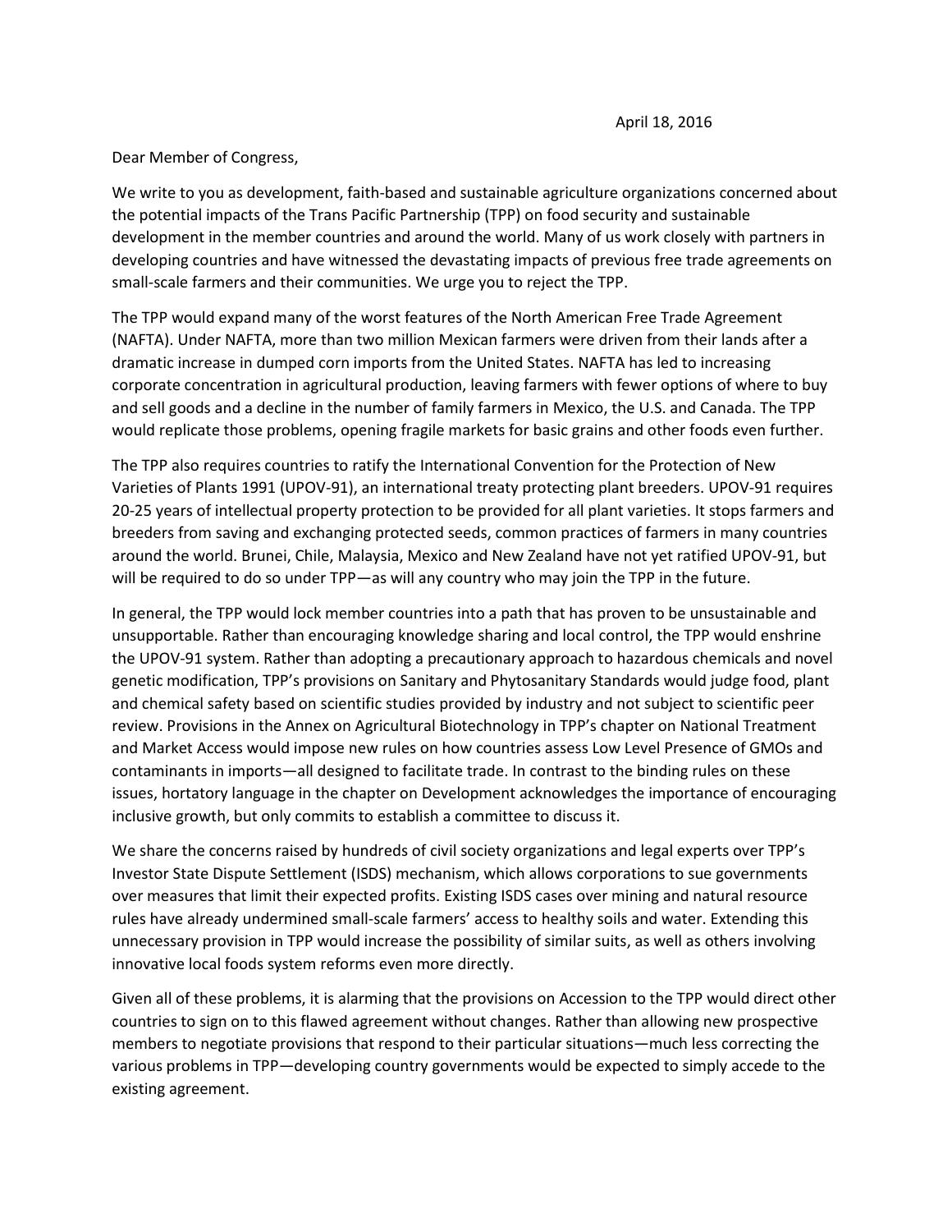April 18, 2016

Dear Member of Congress,

We write to you as development, faith-based and sustainable agriculture organizations concerned about the potential impacts of the Trans Pacific Partnership (TPP) on food security and sustainable development in the member countries and around the world. Many of us work closely with partners in developing countries and have witnessed the devastating impacts of previous free trade agreements on small-scale farmers and their communities. We urge you to reject the TPP.

The TPP would expand many of the worst features of the North American Free Trade Agreement (NAFTA). Under NAFTA, more than two million Mexican farmers were driven from their lands after a dramatic increase in dumped corn imports from the United States. NAFTA has led to increasing corporate concentration in agricultural production, leaving farmers with fewer options of where to buy and sell goods and a decline in the number of family farmers in Mexico, the U.S. and Canada. The TPP would replicate those problems, opening fragile markets for basic grains and other foods even further.

The TPP also requires countries to ratify the International Convention for the Protection of New Varieties of Plants 1991 (UPOV-91), an international treaty protecting plant breeders. UPOV-91 requires 20-25 years of intellectual property protection to be provided for all plant varieties. It stops farmers and breeders from saving and exchanging protected seeds, common practices of farmers in many countries around the world. Brunei, Chile, Malaysia, Mexico and New Zealand have not yet ratified UPOV-91, but will be required to do so under TPP—as will any country who may join the TPP in the future.

In general, the TPP would lock member countries into a path that has proven to be unsustainable and unsupportable. Rather than encouraging knowledge sharing and local control, the TPP would enshrine the UPOV-91 system. Rather than adopting a precautionary approach to hazardous chemicals and novel genetic modification, TPP's provisions on Sanitary and Phytosanitary Standards would judge food, plant and chemical safety based on scientific studies provided by industry and not subject to scientific peer review. Provisions in the Annex on Agricultural Biotechnology in TPP's chapter on National Treatment and Market Access would impose new rules on how countries assess Low Level Presence of GMOs and contaminants in imports—all designed to facilitate trade. In contrast to the binding rules on these issues, hortatory language in the chapter on Development acknowledges the importance of encouraging inclusive growth, but only commits to establish a committee to discuss it.

We share the concerns raised by hundreds of civil society organizations and legal experts over TPP's Investor State Dispute Settlement (ISDS) mechanism, which allows corporations to sue governments over measures that limit their expected profits. Existing ISDS cases over mining and natural resource rules have already undermined small-scale farmers' access to healthy soils and water. Extending this unnecessary provision in TPP would increase the possibility of similar suits, as well as others involving innovative local foods system reforms even more directly.

Given all of these problems, it is alarming that the provisions on Accession to the TPP would direct other countries to sign on to this flawed agreement without changes. Rather than allowing new prospective members to negotiate provisions that respond to their particular situations—much less correcting the various problems in TPP—developing country governments would be expected to simply accede to the existing agreement.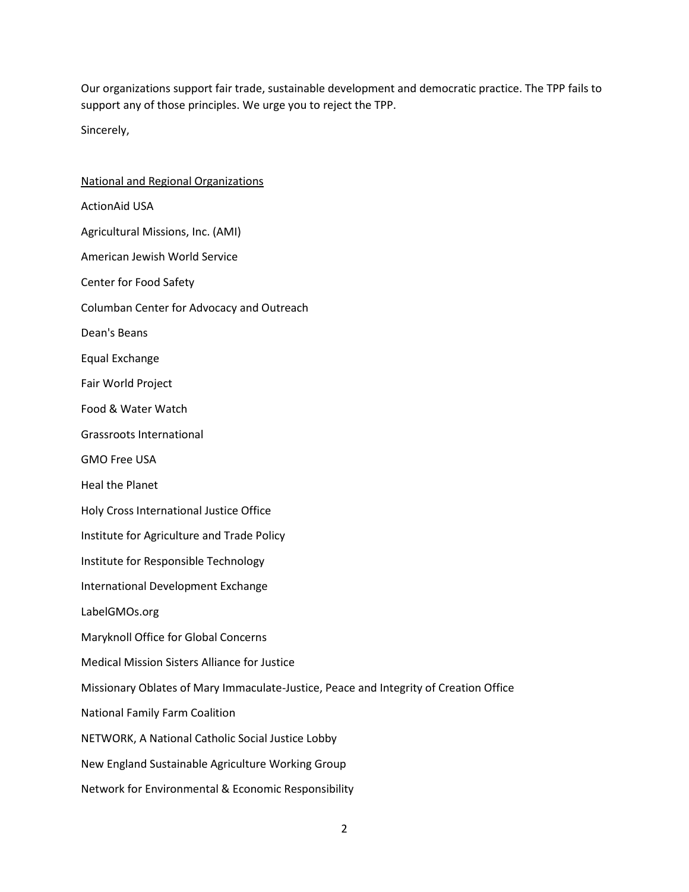Our organizations support fair trade, sustainable development and democratic practice. The TPP fails to support any of those principles. We urge you to reject the TPP.

Sincerely,

<u>National and Regional Organizations</u>

ActionAid USA

Agricultural Missions, Inc. (AMI)

American Jewish World Service

Center for Food Safety

Columban Center for Advocacy and Outreach

Dean's Beans

Equal Exchange

Fair World Project

Food & Water Watch

Grassroots International

GMO Free USA

Heal the Planet

Holy Cross International Justice Office

Institute for Agriculture and Trade Policy

Institute for Responsible Technology

International Development Exchange

LabelGMOs.org

Maryknoll Office for Global Concerns

Medical Mission Sisters Alliance for Justice

Missionary Oblates of Mary Immaculate-Justice, Peace and Integrity of Creation Office

National Family Farm Coalition

NETWORK, A National Catholic Social Justice Lobby

New England Sustainable Agriculture Working Group

Network for Environmental & Economic Responsibility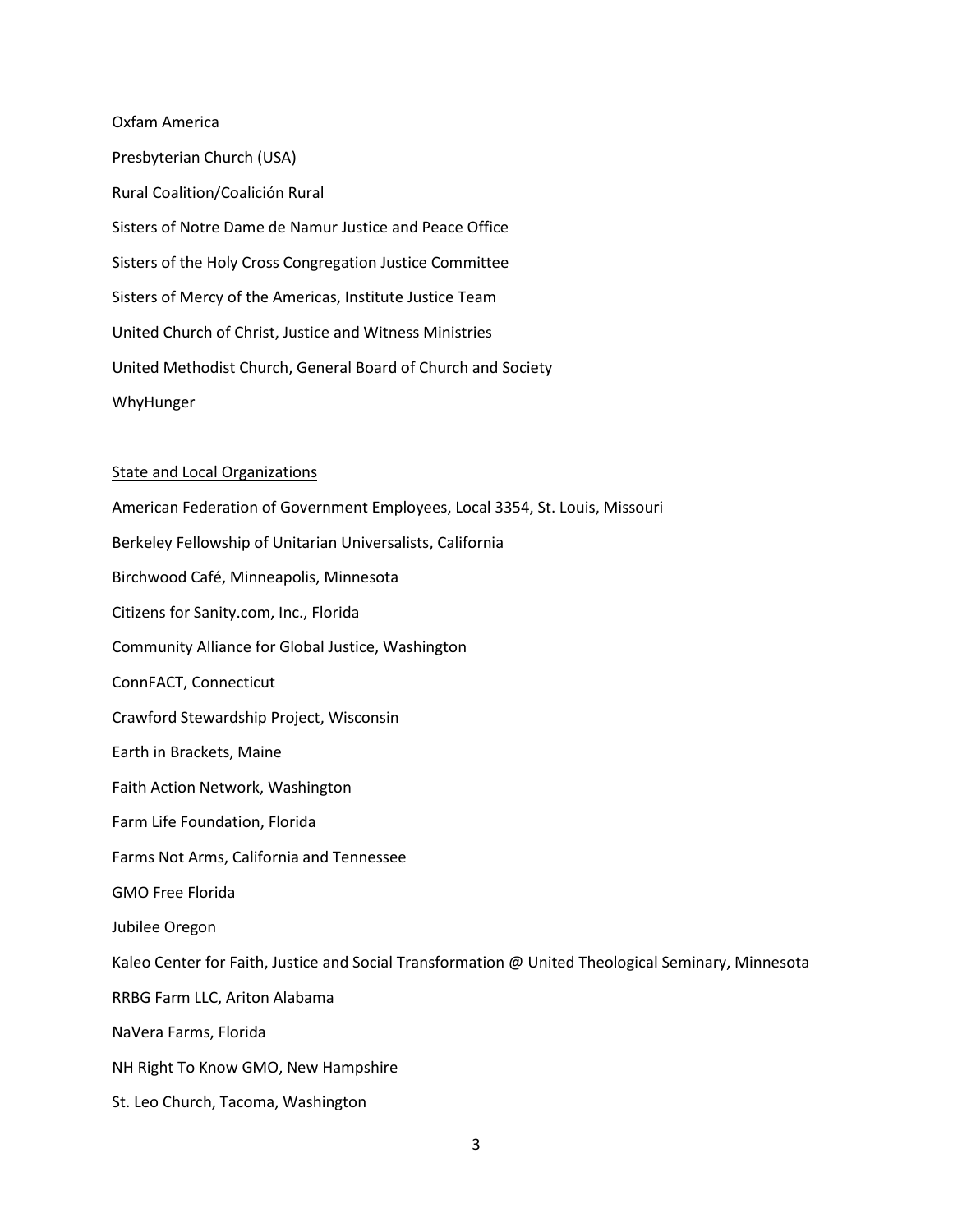Oxfam America

Presbyterian Church (USA)

Rural Coalition/Coalición Rural

Sisters of Notre Dame de Namur Justice and Peace Office

Sisters of the Holy Cross Congregation Justice Committee

Sisters of Mercy of the Americas, Institute Justice Team

United Church of Christ, Justice and Witness Ministries

United Methodist Church, General Board of Church and Society

WhyHunger

State and Local Organizations

American Federation of Government Employees, Local 3354, St. Louis, Missouri

Berkeley Fellowship of Unitarian Universalists, California

Birchwood Café, Minneapolis, Minnesota

Citizens for Sanity.com, Inc., Florida

Community Alliance for Global Justice, Washington

ConnFACT, Connecticut

Crawford Stewardship Project, Wisconsin

Earth in Brackets, Maine

Faith Action Network, Washington

Farm Life Foundation, Florida

Farms Not Arms, California and Tennessee

GMO Free Florida

Jubilee Oregon

Kaleo Center for Faith, Justice and Social Transformation @ United Theological Seminary, Minnesota

RRBG Farm LLC, Ariton Alabama

NaVera Farms, Florida

NH Right To Know GMO, New Hampshire

St. Leo Church, Tacoma, Washington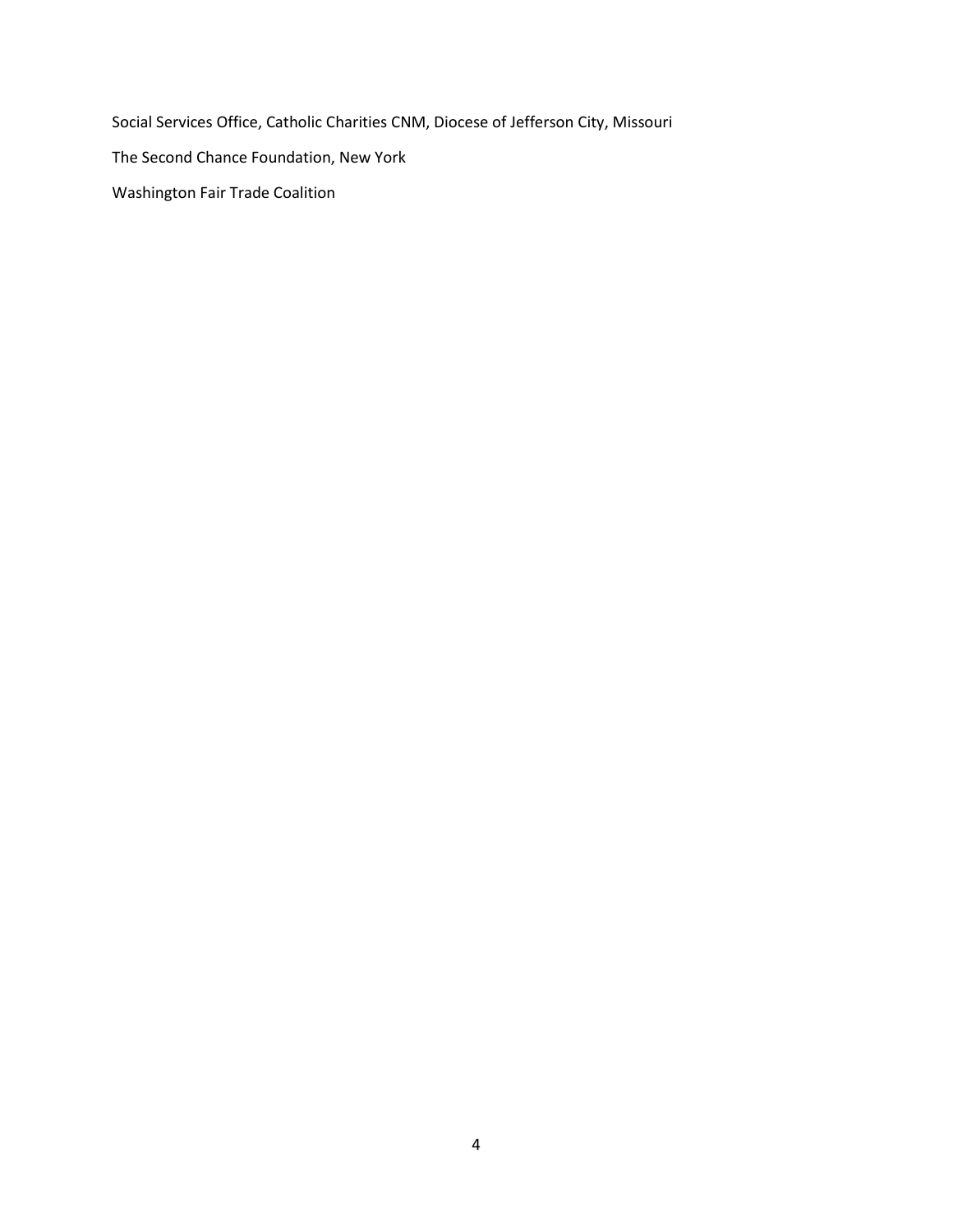Social Services Office, Catholic Charities CNM, Diocese of Jefferson City, Missouri

The Second Chance Foundation, New York

Washington Fair Trade Coalition